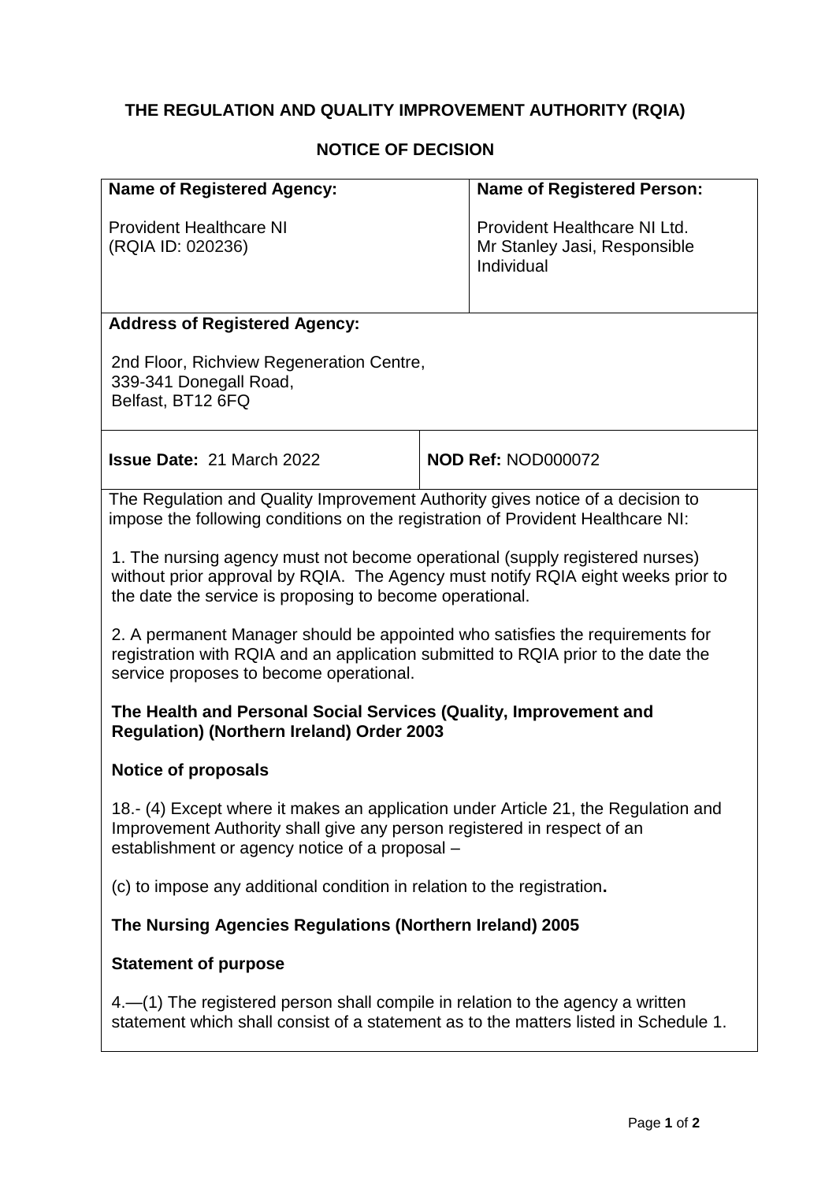## THE REGULATION AND QUALITY IMPROVEMENT AUTHORITY (RQIA)

### NOTICE OF DECISION

| **Name of Registered Agency:** | **Name of Registered Person:** |
|---|---|
| Provident Healthcare NI (RQIA ID: 020236) | Provident Healthcare NI Ltd. Mr Stanley Jasi, Responsible Individual |

**Address of Registered Agency:**

2nd Floor, Richview Regeneration Centre,
339-341 Donegall Road,
Belfast, BT12 6FQ

| **Issue Date:** 21 March 2022 | **NOD Ref:** NOD000072 |
|---|---|

The Regulation and Quality Improvement Authority gives notice of a decision to impose the following conditions on the registration of Provident Healthcare NI:

1. The nursing agency must not become operational (supply registered nurses) without prior approval by RQIA. The Agency must notify RQIA eight weeks prior to the date the service is proposing to become operational.

2. A permanent Manager should be appointed who satisfies the requirements for registration with RQIA and an application submitted to RQIA prior to the date the service proposes to become operational.

**The Health and Personal Social Services (Quality, Improvement and Regulation) (Northern Ireland) Order 2003**

**Notice of proposals**

18.- (4) Except where it makes an application under Article 21, the Regulation and Improvement Authority shall give any person registered in respect of an establishment or agency notice of a proposal –

(c) to impose any additional condition in relation to the registration**.**

**The Nursing Agencies Regulations (Northern Ireland) 2005**

**Statement of purpose**

4.—(1) The registered person shall compile in relation to the agency a written statement which shall consist of a statement as to the matters listed in Schedule 1.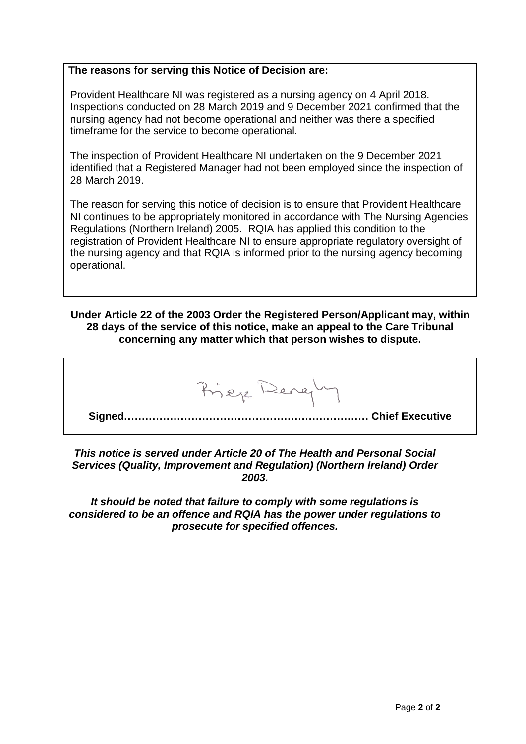**The reasons for serving this Notice of Decision are:**

Provident Healthcare NI was registered as a nursing agency on 4 April 2018. Inspections conducted on 28 March 2019 and 9 December 2021 confirmed that the nursing agency had not become operational and neither was there a specified timeframe for the service to become operational.

The inspection of Provident Healthcare NI undertaken on the 9 December 2021 identified that a Registered Manager had not been employed since the inspection of 28 March 2019.

The reason for serving this notice of decision is to ensure that Provident Healthcare NI continues to be appropriately monitored in accordance with The Nursing Agencies Regulations (Northern Ireland) 2005. RQIA has applied this condition to the registration of Provident Healthcare NI to ensure appropriate regulatory oversight of the nursing agency and that RQIA is informed prior to the nursing agency becoming operational.

**Under Article 22 of the 2003 Order the Registered Person/Applicant may, within 28 days of the service of this notice, make an appeal to the Care Tribunal concerning any matter which that person wishes to dispute.**

**Signed…………………………………………………………… Chief Executive**

***This notice is served under Article 20 of The Health and Personal Social Services (Quality, Improvement and Regulation) (Northern Ireland) Order 2003.***

***It should be noted that failure to comply with some regulations is considered to be an offence and RQIA has the power under regulations to prosecute for specified offences.***